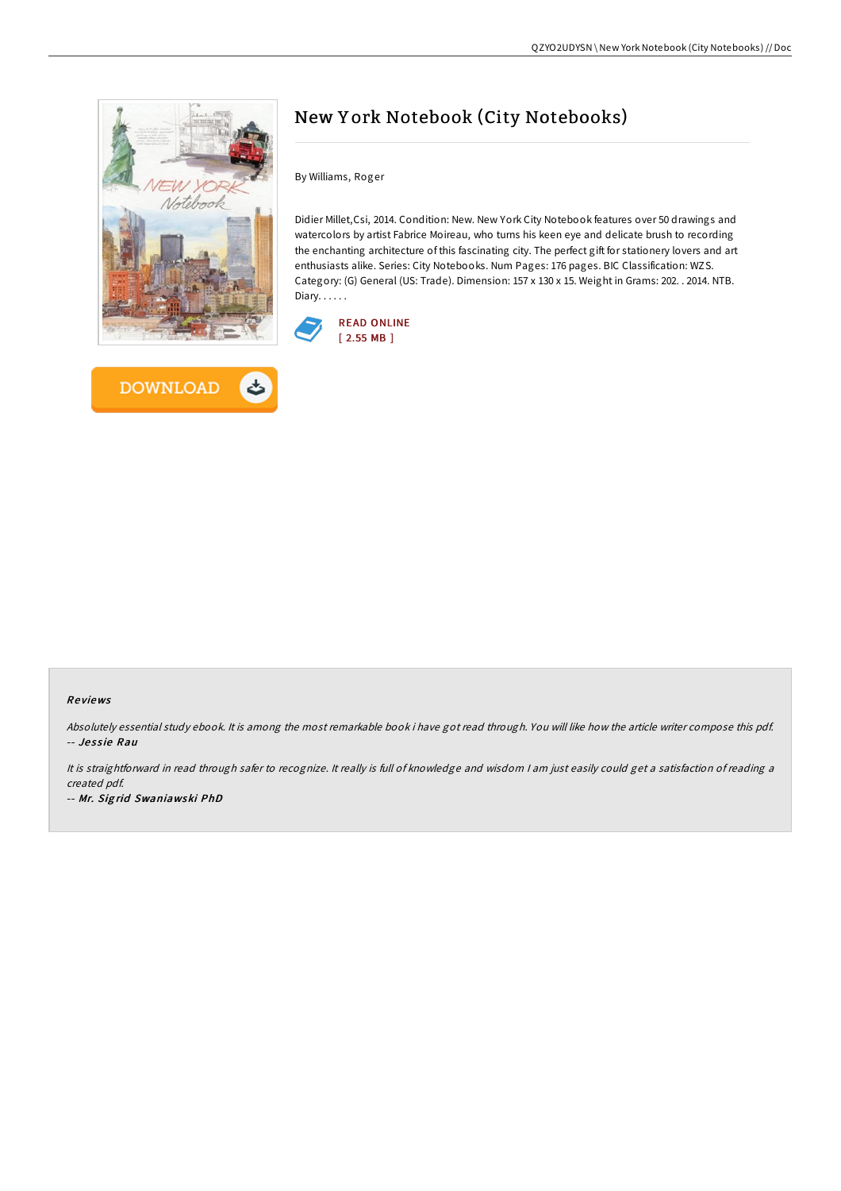# New York Notebook (City Notebooks)

By Williams, Roger

Didier Millet,Csi, 2014. Condition: New. New York City Notebook features over 50 drawings and watercolors by artist Fabrice Moireau, who turns his keen eye and delicate brush to recording the enchanting architecture of this fascinating city. The perfect gift for stationery lovers and art enthusiasts alike. Series: City Notebooks. Num Pages: 176 pages. BIC Classification: WZS. Category: (G) General (US: Trade). Dimension: 157 x 130 x 15. Weight in Grams: 202. . 2014. NTB. Diary. . . . . .

READ ONLINE
[ 2.55 MB ]

DOWNLOAD

## Reviews

*Absolutely essential study ebook. It is among the most remarkable book i have got read through. You will like how the article writer compose this pdf.*
*-- Jessie Rau*

*It is straightforward in read through safer to recognize. It really is full of knowledge and wisdom I am just easily could get a satisfaction of reading a created pdf.*
*-- Mr. Sigrid Swaniawski PhD*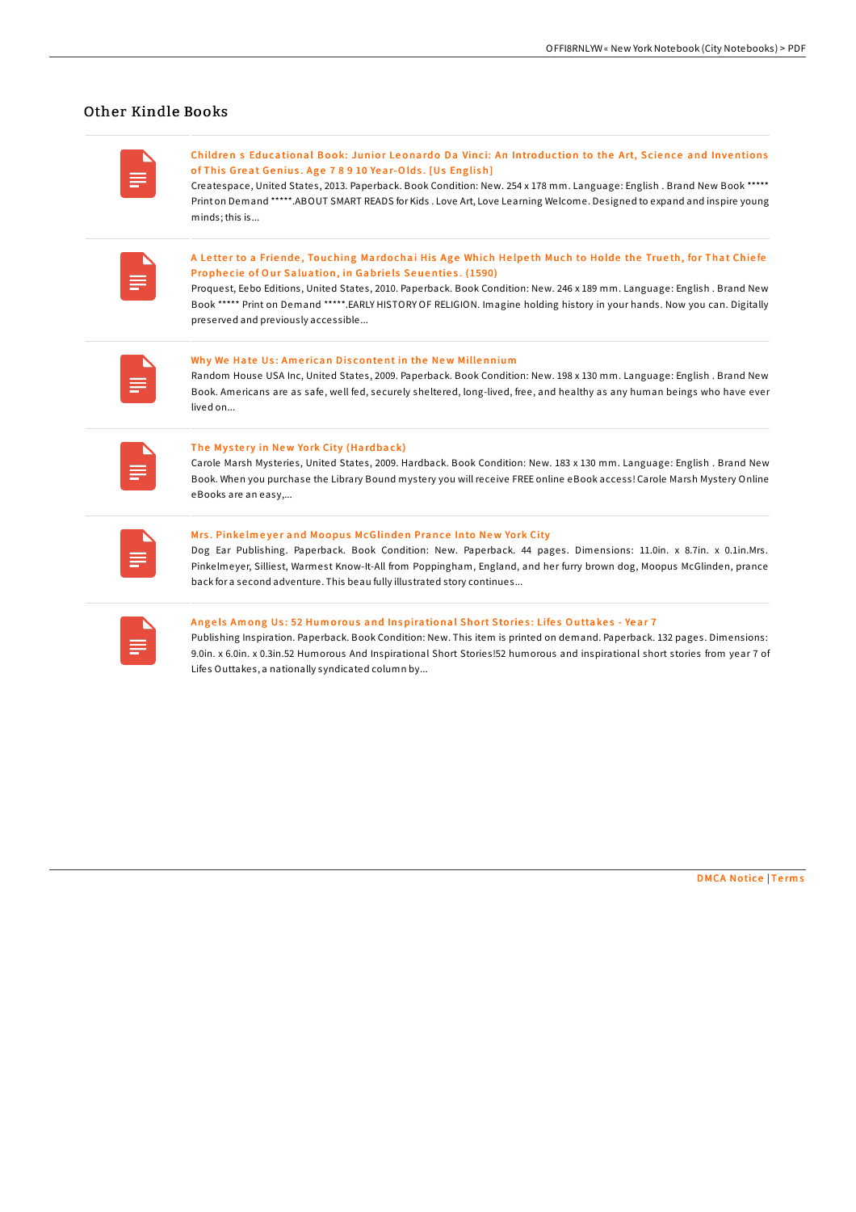## Other Kindle Books

**Children s Educational Book: Junior Leonardo Da Vinci: An Introduction to the Art, Science and Inventions of This Great Genius. Age 7 8 9 10 Year-Olds. [Us English]**

Createspace, United States, 2013. Paperback. Book Condition: New. 254 x 178 mm. Language: English . Brand New Book ***** Print on Demand *****.ABOUT SMART READS for Kids . Love Art, Love Learning Welcome. Designed to expand and inspire young minds; this is...

**A Letter to a Friende, Touching Mardochai His Age Which Helpeth Much to Holde the Trueth, for That Chiefe Prophecie of Our Saluation, in Gabriels Seuenties. (1590)**

Proquest, Eebo Editions, United States, 2010. Paperback. Book Condition: New. 246 x 189 mm. Language: English . Brand New Book ***** Print on Demand *****.EARLY HISTORY OF RELIGION. Imagine holding history in your hands. Now you can. Digitally preserved and previously accessible...

**Why We Hate Us: American Discontent in the New Millennium**

Random House USA Inc, United States, 2009. Paperback. Book Condition: New. 198 x 130 mm. Language: English . Brand New Book. Americans are as safe, well fed, securely sheltered, long-lived, free, and healthy as any human beings who have ever lived on...

**The Mystery in New York City (Hardback)**

Carole Marsh Mysteries, United States, 2009. Hardback. Book Condition: New. 183 x 130 mm. Language: English . Brand New Book. When you purchase the Library Bound mystery you will receive FREE online eBook access! Carole Marsh Mystery Online eBooks are an easy,...

**Mrs. Pinkelmeyer and Moopus McGlinden Prance Into New York City**

Dog Ear Publishing. Paperback. Book Condition: New. Paperback. 44 pages. Dimensions: 11.0in. x 8.7in. x 0.1in.Mrs. Pinkelmeyer, Silliest, Warmest Know-It-All from Poppingham, England, and her furry brown dog, Moopus McGlinden, prance back for a second adventure. This beau fully illustrated story continues...

**Angels Among Us: 52 Humorous and Inspirational Short Stories: Lifes Outtakes - Year 7**

Publishing Inspiration. Paperback. Book Condition: New. This item is printed on demand. Paperback. 132 pages. Dimensions: 9.0in. x 6.0in. x 0.3in.52 Humorous And Inspirational Short Stories!52 humorous and inspirational short stories from year 7 of Lifes Outtakes, a nationally syndicated column by...

DMCA Notice | Terms